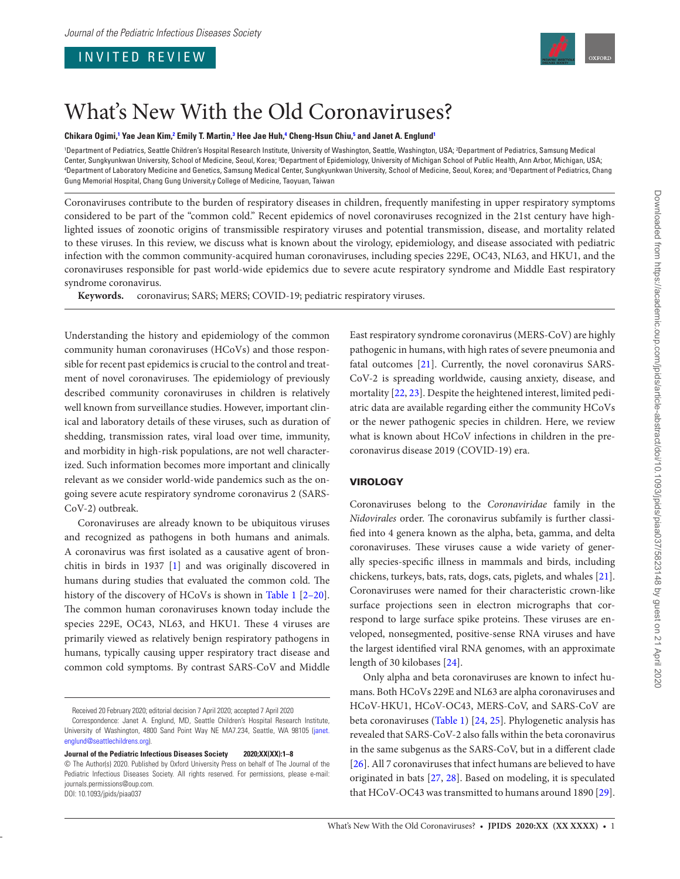INVITED REVIEW

# What's New With the Old Coronaviruses?

**Chikara Ogimi,[1] Yae Jean Kim,[2] Emily T. Martin,[3] Hee Jae Huh,[4] Cheng-Hsun Chiu,[5] and Janet A. Englund[1]**

[1]Department of Pediatrics, Seattle Children's Hospital Research Institute, University of Washington, Seattle, Washington, USA; [2]Department of Pediatrics, Samsung Medical Center, Sungkyunkwan University, School of Medicine, Seoul, Korea; [3]Department of Epidemiology, University of Michigan School of Public Health, Ann Arbor, Michigan, USA; [4]Department of Laboratory Medicine and Genetics, Samsung Medical Center, Sungkyunkwan University, School of Medicine, Seoul, Korea; and [5]Department of Pediatrics, Chang Gung Memorial Hospital, Chang Gung Universit,y College of Medicine, Taoyuan, Taiwan

Coronaviruses contribute to the burden of respiratory diseases in children, frequently manifesting in upper respiratory symptoms considered to be part of the "common cold." Recent epidemics of novel coronaviruses recognized in the 21st century have highlighted issues of zoonotic origins of transmissible respiratory viruses and potential transmission, disease, and mortality related to these viruses. In this review, we discuss what is known about the virology, epidemiology, and disease associated with pediatric infection with the common community-acquired human coronaviruses, including species 229E, OC43, NL63, and HKU1, and the coronaviruses responsible for past world-wide epidemics due to severe acute respiratory syndrome and Middle East respiratory syndrome coronavirus.

**Keywords.** coronavirus; SARS; MERS; COVID-19; pediatric respiratory viruses.

Understanding the history and epidemiology of the common community human coronaviruses (HCoVs) and those responsible for recent past epidemics is crucial to the control and treatment of novel coronaviruses. The epidemiology of previously described community coronaviruses in children is relatively well known from surveillance studies. However, important clinical and laboratory details of these viruses, such as duration of shedding, transmission rates, viral load over time, immunity, and morbidity in high-risk populations, are not well characterized. Such information becomes more important and clinically relevant as we consider world-wide pandemics such as the ongoing severe acute respiratory syndrome coronavirus 2 (SARS-CoV-2) outbreak.

Coronaviruses are already known to be ubiquitous viruses and recognized as pathogens in both humans and animals. A coronavirus was first isolated as a causative agent of bronchitis in birds in 1937 [1] and was originally discovered in humans during studies that evaluated the common cold. The history of the discovery of HCoVs is shown in Table 1 [2–20]. The common human coronaviruses known today include the species 229E, OC43, NL63, and HKU1. These 4 viruses are primarily viewed as relatively benign respiratory pathogens in humans, typically causing upper respiratory tract disease and common cold symptoms. By contrast SARS-CoV and Middle East respiratory syndrome coronavirus (MERS-CoV) are highly pathogenic in humans, with high rates of severe pneumonia and fatal outcomes [21]. Currently, the novel coronavirus SARS-CoV-2 is spreading worldwide, causing anxiety, disease, and mortality [22, 23]. Despite the heightened interest, limited pediatric data are available regarding either the community HCoVs or the newer pathogenic species in children. Here, we review what is known about HCoV infections in children in the pre-coronavirus disease 2019 (COVID-19) era.

## VIROLOGY

Coronaviruses belong to the *Coronaviridae* family in the *Nidovirales* order. The coronavirus subfamily is further classified into 4 genera known as the alpha, beta, gamma, and delta coronaviruses. These viruses cause a wide variety of generally species-specific illness in mammals and birds, including chickens, turkeys, bats, rats, dogs, cats, piglets, and whales [21]. Coronaviruses were named for their characteristic crown-like surface projections seen in electron micrographs that correspond to large surface spike proteins. These viruses are enveloped, nonsegmented, positive-sense RNA viruses and have the largest identified viral RNA genomes, with an approximate length of 30 kilobases [24].

Only alpha and beta coronaviruses are known to infect humans. Both HCoVs 229E and NL63 are alpha coronaviruses and HCoV-HKU1, HCoV-OC43, MERS-CoV, and SARS-CoV are beta coronaviruses (Table 1) [24, 25]. Phylogenetic analysis has revealed that SARS-CoV-2 also falls within the beta coronavirus in the same subgenus as the SARS-CoV, but in a different clade [26]. All 7 coronaviruses that infect humans are believed to have originated in bats [27, 28]. Based on modeling, it is speculated that HCoV-OC43 was transmitted to humans around 1890 [29].

Received 20 February 2020; editorial decision 7 April 2020; accepted 7 April 2020

Correspondence: Janet A. Englund, MD, Seattle Children's Hospital Research Institute, University of Washington, 4800 Sand Point Way NE MA7.234, Seattle, WA 98105 (janet.englund@seattlechildrens.org).

**Journal of the Pediatric Infectious Diseases Society 2020;XX(XX):1–8**

© The Author(s) 2020. Published by Oxford University Press on behalf of The Journal of the Pediatric Infectious Diseases Society. All rights reserved. For permissions, please e-mail: journals.permissions@oup.com.

DOI: 10.1093/jpids/piaa037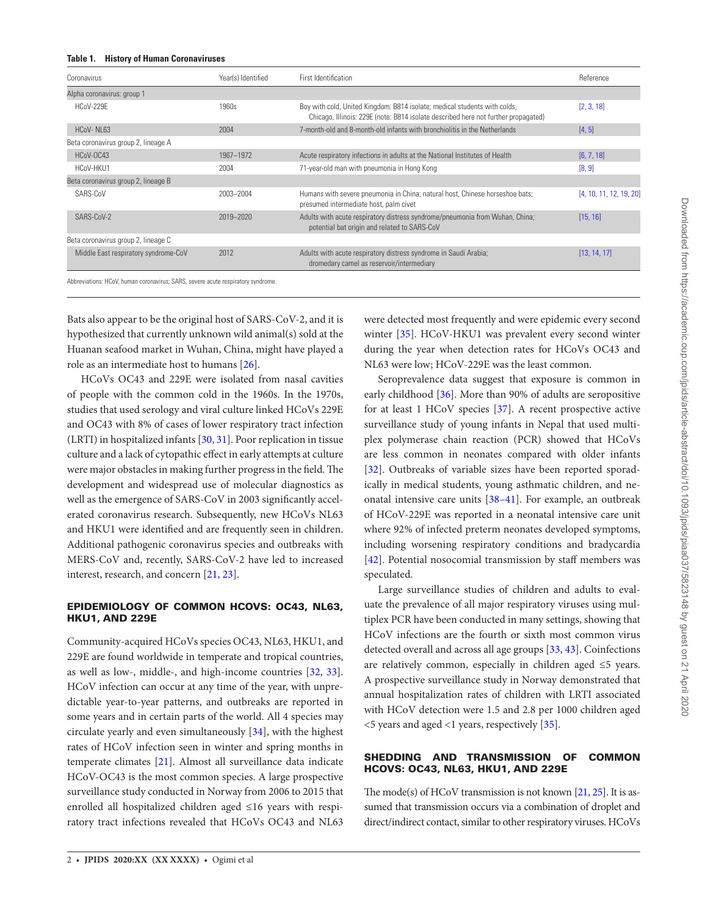**Table 1. History of Human Coronaviruses**

| Coronavirus | Year(s) Identified | First Identification | Reference |
|---|---|---|---|
| Alpha coronavirus: group 1 | | | |
| HCoV-229E | 1960s | Boy with cold, United Kingdom: B814 isolate; medical students with colds, Chicago, Illinois: 229E (note: B814 isolate described here not further propagated) | [2, 3, 18] |
| HCoV- NL63 | 2004 | 7-month-old and 8-month-old infants with bronchiolitis in the Netherlands | [4, 5] |
| Beta coronavirus group 2, lineage A | | | |
| HCoV-OC43 | 1967–1972 | Acute respiratory infections in adults at the National Institutes of Health | [6, 7, 18] |
| HCoV-HKU1 | 2004 | 71-year-old man with pneumonia in Hong Kong | [8, 9] |
| Beta coronavirus group 2, lineage B | | | |
| SARS-CoV | 2003–2004 | Humans with severe pneumonia in China; natural host, Chinese horseshoe bats; presumed intermediate host, palm civet | [4, 10, 11, 12, 19, 20] |
| SARS-CoV-2 | 2019–2020 | Adults with acute respiratory distress syndrome/pneumonia from Wuhan, China; potential bat origin and related to SARS-CoV | [15, 16] |
| Beta coronavirus group 2, lineage C | | | |
| Middle East respiratory syndrome-CoV | 2012 | Adults with acute respiratory distress syndrome in Saudi Arabia; dromedary camel as reservoir/intermediary | [13, 14, 17] |

Abbreviations: HCoV, human coronavirus; SARS, severe acute respiratory syndrome.

Bats also appear to be the original host of SARS-CoV-2, and it is hypothesized that currently unknown wild animal(s) sold at the Huanan seafood market in Wuhan, China, might have played a role as an intermediate host to humans [26].

HCoVs OC43 and 229E were isolated from nasal cavities of people with the common cold in the 1960s. In the 1970s, studies that used serology and viral culture linked HCoVs 229E and OC43 with 8% of cases of lower respiratory tract infection (LRTI) in hospitalized infants [30, 31]. Poor replication in tissue culture and a lack of cytopathic effect in early attempts at culture were major obstacles in making further progress in the field. The development and widespread use of molecular diagnostics as well as the emergence of SARS-CoV in 2003 significantly accelerated coronavirus research. Subsequently, new HCoVs NL63 and HKU1 were identified and are frequently seen in children. Additional pathogenic coronavirus species and outbreaks with MERS-CoV and, recently, SARS-CoV-2 have led to increased interest, research, and concern [21, 23].

## EPIDEMIOLOGY OF COMMON HCOVS: OC43, NL63, HKU1, AND 229E

Community-acquired HCoVs species OC43, NL63, HKU1, and 229E are found worldwide in temperate and tropical countries, as well as low-, middle-, and high-income countries [32, 33]. HCoV infection can occur at any time of the year, with unpredictable year-to-year patterns, and outbreaks are reported in some years and in certain parts of the world. All 4 species may circulate yearly and even simultaneously [34], with the highest rates of HCoV infection seen in winter and spring months in temperate climates [21]. Almost all surveillance data indicate HCoV-OC43 is the most common species. A large prospective surveillance study conducted in Norway from 2006 to 2015 that enrolled all hospitalized children aged ≤16 years with respiratory tract infections revealed that HCoVs OC43 and NL63 were detected most frequently and were epidemic every second winter [35]. HCoV-HKU1 was prevalent every second winter during the year when detection rates for HCoVs OC43 and NL63 were low; HCoV-229E was the least common.

Seroprevalence data suggest that exposure is common in early childhood [36]. More than 90% of adults are seropositive for at least 1 HCoV species [37]. A recent prospective active surveillance study of young infants in Nepal that used multiplex polymerase chain reaction (PCR) showed that HCoVs are less common in neonates compared with older infants [32]. Outbreaks of variable sizes have been reported sporadically in medical students, young asthmatic children, and neonatal intensive care units [38–41]. For example, an outbreak of HCoV-229E was reported in a neonatal intensive care unit where 92% of infected preterm neonates developed symptoms, including worsening respiratory conditions and bradycardia [42]. Potential nosocomial transmission by staff members was speculated.

Large surveillance studies of children and adults to evaluate the prevalence of all major respiratory viruses using multiplex PCR have been conducted in many settings, showing that HCoV infections are the fourth or sixth most common virus detected overall and across all age groups [33, 43]. Coinfections are relatively common, especially in children aged ≤5 years. A prospective surveillance study in Norway demonstrated that annual hospitalization rates of children with LRTI associated with HCoV detection were 1.5 and 2.8 per 1000 children aged <5 years and aged <1 years, respectively [35].

## SHEDDING AND TRANSMISSION OF COMMON HCOVS: OC43, NL63, HKU1, AND 229E

The mode(s) of HCoV transmission is not known [21, 25]. It is assumed that transmission occurs via a combination of droplet and direct/indirect contact, similar to other respiratory viruses. HCoVs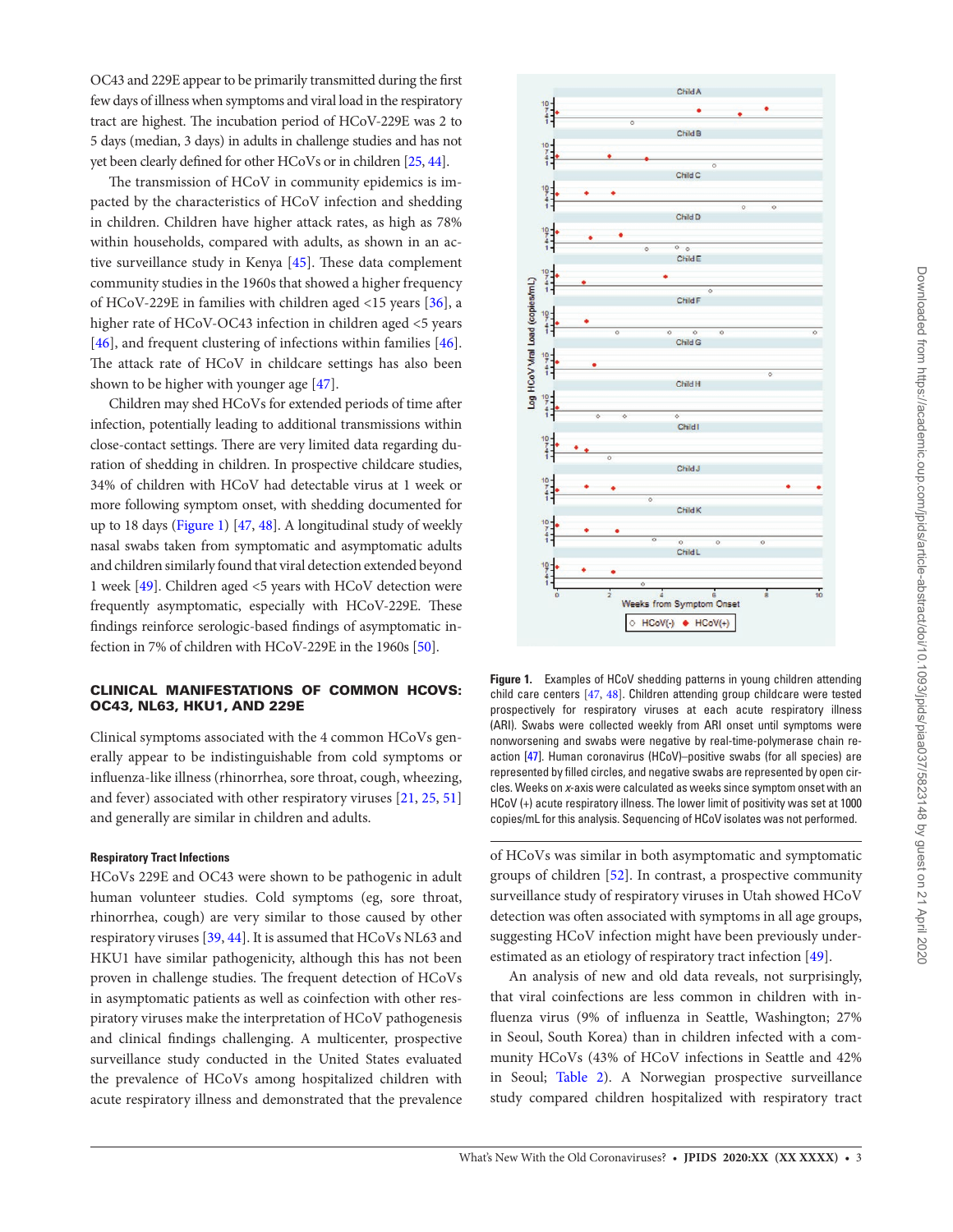OC43 and 229E appear to be primarily transmitted during the first few days of illness when symptoms and viral load in the respiratory tract are highest. The incubation period of HCoV-229E was 2 to 5 days (median, 3 days) in adults in challenge studies and has not yet been clearly defined for other HCoVs or in children [25, 44].

The transmission of HCoV in community epidemics is impacted by the characteristics of HCoV infection and shedding in children. Children have higher attack rates, as high as 78% within households, compared with adults, as shown in an active surveillance study in Kenya [45]. These data complement community studies in the 1960s that showed a higher frequency of HCoV-229E in families with children aged <15 years [36], a higher rate of HCoV-OC43 infection in children aged <5 years [46], and frequent clustering of infections within families [46]. The attack rate of HCoV in childcare settings has also been shown to be higher with younger age [47].

Children may shed HCoVs for extended periods of time after infection, potentially leading to additional transmissions within close-contact settings. There are very limited data regarding duration of shedding in children. In prospective childcare studies, 34% of children with HCoV had detectable virus at 1 week or more following symptom onset, with shedding documented for up to 18 days (Figure 1) [47, 48]. A longitudinal study of weekly nasal swabs taken from symptomatic and asymptomatic adults and children similarly found that viral detection extended beyond 1 week [49]. Children aged <5 years with HCoV detection were frequently asymptomatic, especially with HCoV-229E. These findings reinforce serologic-based findings of asymptomatic infection in 7% of children with HCoV-229E in the 1960s [50].

**Figure 1.** Examples of HCoV shedding patterns in young children attending child care centers [47, 48]. Children attending group childcare were tested prospectively for respiratory viruses at each acute respiratory illness (ARI). Swabs were collected weekly from ARI onset until symptoms were nonworsening and swabs were negative by real-time-polymerase chain reaction [47]. Human coronavirus (HCoV)–positive swabs (for all species) are represented by filled circles, and negative swabs are represented by open circles. Weeks on *x*-axis were calculated as weeks since symptom onset with an HCoV (+) acute respiratory illness. The lower limit of positivity was set at 1000 copies/mL for this analysis. Sequencing of HCoV isolates was not performed.

## CLINICAL MANIFESTATIONS OF COMMON HCOVS: OC43, NL63, HKU1, AND 229E

Clinical symptoms associated with the 4 common HCoVs generally appear to be indistinguishable from cold symptoms or influenza-like illness (rhinorrhea, sore throat, cough, wheezing, and fever) associated with other respiratory viruses [21, 25, 51] and generally are similar in children and adults.

### Respiratory Tract Infections

HCoVs 229E and OC43 were shown to be pathogenic in adult human volunteer studies. Cold symptoms (eg, sore throat, rhinorrhea, cough) are very similar to those caused by other respiratory viruses [39, 44]. It is assumed that HCoVs NL63 and HKU1 have similar pathogenicity, although this has not been proven in challenge studies. The frequent detection of HCoVs in asymptomatic patients as well as coinfection with other respiratory viruses make the interpretation of HCoV pathogenesis and clinical findings challenging. A multicenter, prospective surveillance study conducted in the United States evaluated the prevalence of HCoVs among hospitalized children with acute respiratory illness and demonstrated that the prevalence of HCoVs was similar in both asymptomatic and symptomatic groups of children [52]. In contrast, a prospective community surveillance study of respiratory viruses in Utah showed HCoV detection was often associated with symptoms in all age groups, suggesting HCoV infection might have been previously underestimated as an etiology of respiratory tract infection [49].

An analysis of new and old data reveals, not surprisingly, that viral coinfections are less common in children with influenza virus (9% of influenza in Seattle, Washington; 27% in Seoul, South Korea) than in children infected with a community HCoVs (43% of HCoV infections in Seattle and 42% in Seoul; Table 2). A Norwegian prospective surveillance study compared children hospitalized with respiratory tract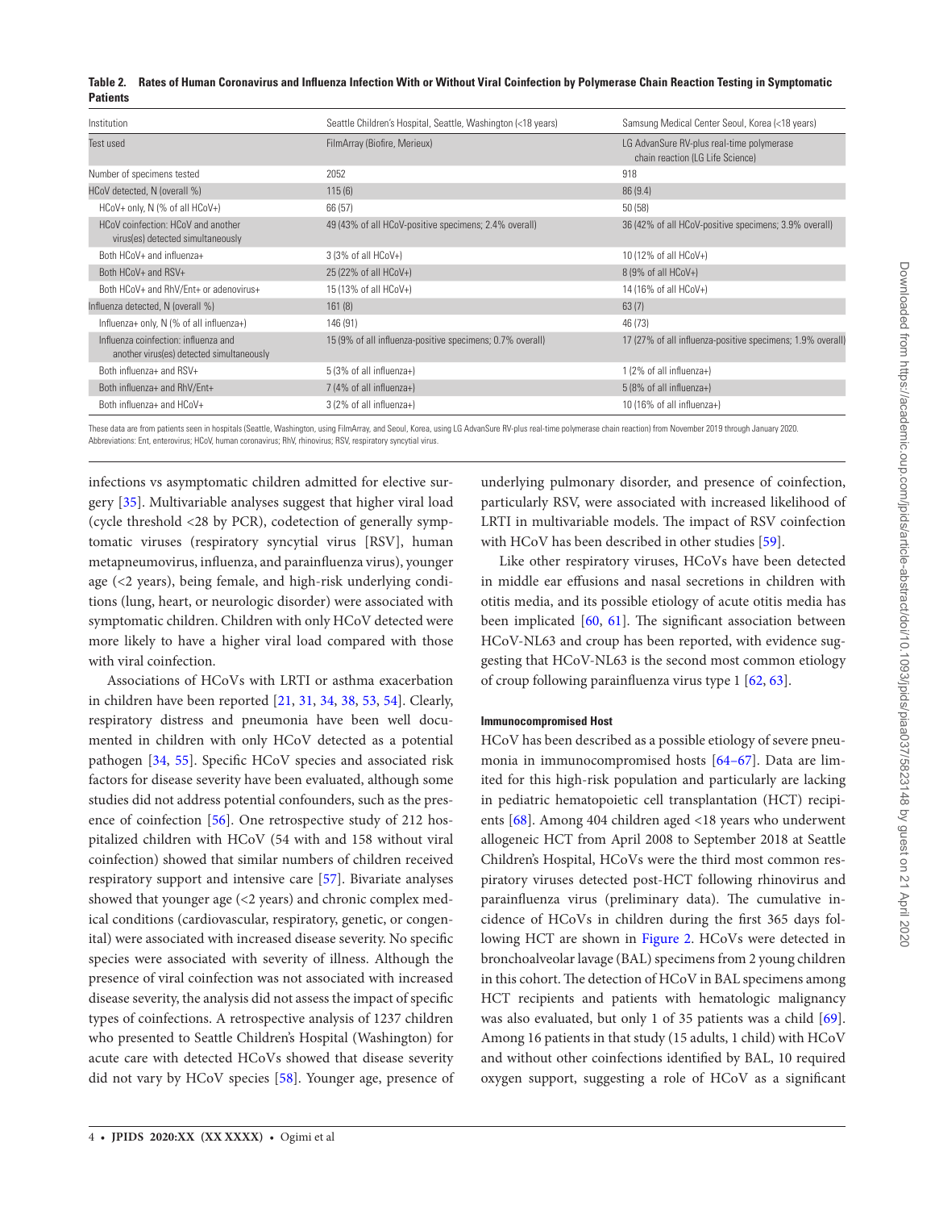**Table 2. Rates of Human Coronavirus and Influenza Infection With or Without Viral Coinfection by Polymerase Chain Reaction Testing in Symptomatic Patients**

| Institution | Seattle Children's Hospital, Seattle, Washington (<18 years) | Samsung Medical Center Seoul, Korea (<18 years) |
|---|---|---|
| Test used | FilmArray (Biofire, Merieux) | LG AdvanSure RV-plus real-time polymerase chain reaction (LG Life Science) |
| Number of specimens tested | 2052 | 918 |
| HCoV detected, N (overall %) | 115 (6) | 86 (9.4) |
| HCoV+ only, N (% of all HCoV+) | 66 (57) | 50 (58) |
| HCoV coinfection: HCoV and another virus(es) detected simultaneously | 49 (43% of all HCoV-positive specimens; 2.4% overall) | 36 (42% of all HCoV-positive specimens; 3.9% overall) |
| Both HCoV+ and influenza+ | 3 (3% of all HCoV+) | 10 (12% of all HCoV+) |
| Both HCoV+ and RSV+ | 25 (22% of all HCoV+) | 8 (9% of all HCoV+) |
| Both HCoV+ and RhV/Ent+ or adenovirus+ | 15 (13% of all HCoV+) | 14 (16% of all HCoV+) |
| Influenza detected, N (overall %) | 161 (8) | 63 (7) |
| Influenza+ only, N (% of all influenza+) | 146 (91) | 46 (73) |
| Influenza coinfection: influenza and another virus(es) detected simultaneously | 15 (9% of all influenza-positive specimens; 0.7% overall) | 17 (27% of all influenza-positive specimens; 1.9% overall) |
| Both influenza+ and RSV+ | 5 (3% of all influenza+) | 1 (2% of all influenza+) |
| Both influenza+ and RhV/Ent+ | 7 (4% of all influenza+) | 5 (8% of all influenza+) |
| Both influenza+ and HCoV+ | 3 (2% of all influenza+) | 10 (16% of all influenza+) |

These data are from patients seen in hospitals (Seattle, Washington, using FilmArray, and Seoul, Korea, using LG AdvanSure RV-plus real-time polymerase chain reaction) from November 2019 through January 2020.
Abbreviations: Ent, enterovirus; HCoV, human coronavirus; RhV, rhinovirus; RSV, respiratory syncytial virus.

infections vs asymptomatic children admitted for elective surgery [35]. Multivariable analyses suggest that higher viral load (cycle threshold <28 by PCR), codetection of generally symptomatic viruses (respiratory syncytial virus [RSV], human metapneumovirus, influenza, and parainfluenza virus), younger age (<2 years), being female, and high-risk underlying conditions (lung, heart, or neurologic disorder) were associated with symptomatic children. Children with only HCoV detected were more likely to have a higher viral load compared with those with viral coinfection.

Associations of HCoVs with LRTI or asthma exacerbation in children have been reported [21, 31, 34, 38, 53, 54]. Clearly, respiratory distress and pneumonia have been well documented in children with only HCoV detected as a potential pathogen [34, 55]. Specific HCoV species and associated risk factors for disease severity have been evaluated, although some studies did not address potential confounders, such as the presence of coinfection [56]. One retrospective study of 212 hospitalized children with HCoV (54 with and 158 without viral coinfection) showed that similar numbers of children received respiratory support and intensive care [57]. Bivariate analyses showed that younger age (<2 years) and chronic complex medical conditions (cardiovascular, respiratory, genetic, or congenital) were associated with increased disease severity. No specific species were associated with severity of illness. Although the presence of viral coinfection was not associated with increased disease severity, the analysis did not assess the impact of specific types of coinfections. A retrospective analysis of 1237 children who presented to Seattle Children's Hospital (Washington) for acute care with detected HCoVs showed that disease severity did not vary by HCoV species [58]. Younger age, presence of underlying pulmonary disorder, and presence of coinfection, particularly RSV, were associated with increased likelihood of LRTI in multivariable models. The impact of RSV coinfection with HCoV has been described in other studies [59].

Like other respiratory viruses, HCoVs have been detected in middle ear effusions and nasal secretions in children with otitis media, and its possible etiology of acute otitis media has been implicated [60, 61]. The significant association between HCoV-NL63 and croup has been reported, with evidence suggesting that HCoV-NL63 is the second most common etiology of croup following parainfluenza virus type 1 [62, 63].

#### Immunocompromised Host

HCoV has been described as a possible etiology of severe pneumonia in immunocompromised hosts [64–67]. Data are limited for this high-risk population and particularly are lacking in pediatric hematopoietic cell transplantation (HCT) recipients [68]. Among 404 children aged <18 years who underwent allogeneic HCT from April 2008 to September 2018 at Seattle Children's Hospital, HCoVs were the third most common respiratory viruses detected post-HCT following rhinovirus and parainfluenza virus (preliminary data). The cumulative incidence of HCoVs in children during the first 365 days following HCT are shown in Figure 2. HCoVs were detected in bronchoalveolar lavage (BAL) specimens from 2 young children in this cohort. The detection of HCoV in BAL specimens among HCT recipients and patients with hematologic malignancy was also evaluated, but only 1 of 35 patients was a child [69]. Among 16 patients in that study (15 adults, 1 child) with HCoV and without other coinfections identified by BAL, 10 required oxygen support, suggesting a role of HCoV as a significant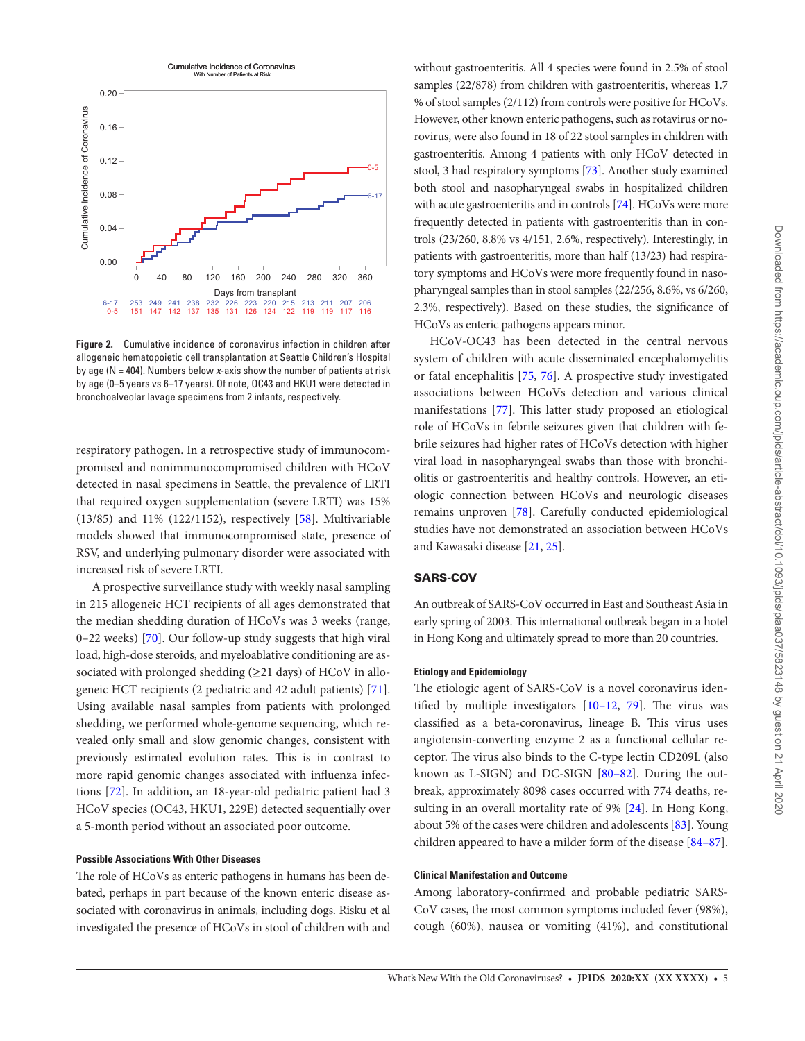Figure 2. Cumulative incidence of coronavirus infection in children after allogeneic hematopoietic cell transplantation at Seattle Children's Hospital by age (N = 404). Numbers below *x*-axis show the number of patients at risk by age (0–5 years vs 6–17 years). Of note, OC43 and HKU1 were detected in bronchoalveolar lavage specimens from 2 infants, respectively.

respiratory pathogen. In a retrospective study of immunocompromised and nonimmunocompromised children with HCoV detected in nasal specimens in Seattle, the prevalence of LRTI that required oxygen supplementation (severe LRTI) was 15% (13/85) and 11% (122/1152), respectively [58]. Multivariable models showed that immunocompromised state, presence of RSV, and underlying pulmonary disorder were associated with increased risk of severe LRTI.

A prospective surveillance study with weekly nasal sampling in 215 allogeneic HCT recipients of all ages demonstrated that the median shedding duration of HCoVs was 3 weeks (range, 0–22 weeks) [70]. Our follow-up study suggests that high viral load, high-dose steroids, and myeloablative conditioning are associated with prolonged shedding (≥21 days) of HCoV in allogeneic HCT recipients (2 pediatric and 42 adult patients) [71]. Using available nasal samples from patients with prolonged shedding, we performed whole-genome sequencing, which revealed only small and slow genomic changes, consistent with previously estimated evolution rates. This is in contrast to more rapid genomic changes associated with influenza infections [72]. In addition, an 18-year-old pediatric patient had 3 HCoV species (OC43, HKU1, 229E) detected sequentially over a 5-month period without an associated poor outcome.

#### Possible Associations With Other Diseases

The role of HCoVs as enteric pathogens in humans has been debated, perhaps in part because of the known enteric disease associated with coronavirus in animals, including dogs. Risku et al investigated the presence of HCoVs in stool of children with and without gastroenteritis. All 4 species were found in 2.5% of stool samples (22/878) from children with gastroenteritis, whereas 1.7 % of stool samples (2/112) from controls were positive for HCoVs. However, other known enteric pathogens, such as rotavirus or norovirus, were also found in 18 of 22 stool samples in children with gastroenteritis. Among 4 patients with only HCoV detected in stool, 3 had respiratory symptoms [73]. Another study examined both stool and nasopharyngeal swabs in hospitalized children with acute gastroenteritis and in controls [74]. HCoVs were more frequently detected in patients with gastroenteritis than in controls (23/260, 8.8% vs 4/151, 2.6%, respectively). Interestingly, in patients with gastroenteritis, more than half (13/23) had respiratory symptoms and HCoVs were more frequently found in nasopharyngeal samples than in stool samples (22/256, 8.6%, vs 6/260, 2.3%, respectively). Based on these studies, the significance of HCoVs as enteric pathogens appears minor.

HCoV-OC43 has been detected in the central nervous system of children with acute disseminated encephalomyelitis or fatal encephalitis [75, 76]. A prospective study investigated associations between HCoVs detection and various clinical manifestations [77]. This latter study proposed an etiological role of HCoVs in febrile seizures given that children with febrile seizures had higher rates of HCoVs detection with higher viral load in nasopharyngeal swabs than those with bronchiolitis or gastroenteritis and healthy controls. However, an etiologic connection between HCoVs and neurologic diseases remains unproven [78]. Carefully conducted epidemiological studies have not demonstrated an association between HCoVs and Kawasaki disease [21, 25].

### SARS-COV

An outbreak of SARS-CoV occurred in East and Southeast Asia in early spring of 2003. This international outbreak began in a hotel in Hong Kong and ultimately spread to more than 20 countries.

#### Etiology and Epidemiology

The etiologic agent of SARS-CoV is a novel coronavirus identified by multiple investigators [10–12, 79]. The virus was classified as a beta-coronavirus, lineage B. This virus uses angiotensin-converting enzyme 2 as a functional cellular receptor. The virus also binds to the C-type lectin CD209L (also known as L-SIGN) and DC-SIGN [80–82]. During the outbreak, approximately 8098 cases occurred with 774 deaths, resulting in an overall mortality rate of 9% [24]. In Hong Kong, about 5% of the cases were children and adolescents [83]. Young children appeared to have a milder form of the disease [84–87].

#### Clinical Manifestation and Outcome

Among laboratory-confirmed and probable pediatric SARS-CoV cases, the most common symptoms included fever (98%), cough (60%), nausea or vomiting (41%), and constitutional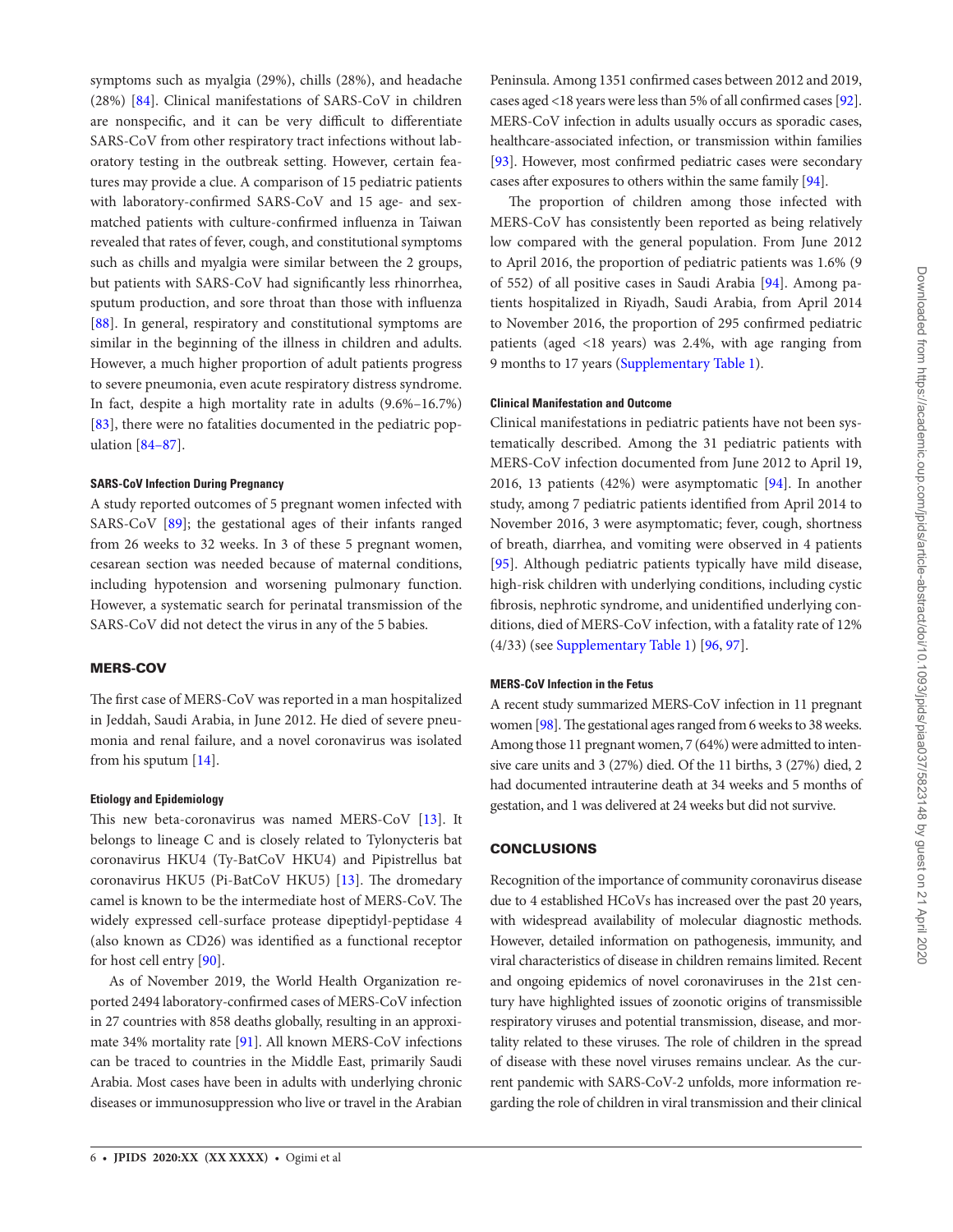symptoms such as myalgia (29%), chills (28%), and headache (28%) [84]. Clinical manifestations of SARS-CoV in children are nonspecific, and it can be very difficult to differentiate SARS-CoV from other respiratory tract infections without laboratory testing in the outbreak setting. However, certain features may provide a clue. A comparison of 15 pediatric patients with laboratory-confirmed SARS-CoV and 15 age- and sex-matched patients with culture-confirmed influenza in Taiwan revealed that rates of fever, cough, and constitutional symptoms such as chills and myalgia were similar between the 2 groups, but patients with SARS-CoV had significantly less rhinorrhea, sputum production, and sore throat than those with influenza [88]. In general, respiratory and constitutional symptoms are similar in the beginning of the illness in children and adults. However, a much higher proportion of adult patients progress to severe pneumonia, even acute respiratory distress syndrome. In fact, despite a high mortality rate in adults (9.6%–16.7%) [83], there were no fatalities documented in the pediatric population [84–87].

#### SARS-CoV Infection During Pregnancy

A study reported outcomes of 5 pregnant women infected with SARS-CoV [89]; the gestational ages of their infants ranged from 26 weeks to 32 weeks. In 3 of these 5 pregnant women, cesarean section was needed because of maternal conditions, including hypotension and worsening pulmonary function. However, a systematic search for perinatal transmission of the SARS-CoV did not detect the virus in any of the 5 babies.

### MERS-COV

The first case of MERS-CoV was reported in a man hospitalized in Jeddah, Saudi Arabia, in June 2012. He died of severe pneumonia and renal failure, and a novel coronavirus was isolated from his sputum [14].

#### Etiology and Epidemiology

This new beta-coronavirus was named MERS-CoV [13]. It belongs to lineage C and is closely related to Tylonycteris bat coronavirus HKU4 (Ty-BatCoV HKU4) and Pipistrellus bat coronavirus HKU5 (Pi-BatCoV HKU5) [13]. The dromedary camel is known to be the intermediate host of MERS-CoV. The widely expressed cell-surface protease dipeptidyl-peptidase 4 (also known as CD26) was identified as a functional receptor for host cell entry [90].

As of November 2019, the World Health Organization reported 2494 laboratory-confirmed cases of MERS-CoV infection in 27 countries with 858 deaths globally, resulting in an approximate 34% mortality rate [91]. All known MERS-CoV infections can be traced to countries in the Middle East, primarily Saudi Arabia. Most cases have been in adults with underlying chronic diseases or immunosuppression who live or travel in the Arabian Peninsula. Among 1351 confirmed cases between 2012 and 2019, cases aged <18 years were less than 5% of all confirmed cases [92]. MERS-CoV infection in adults usually occurs as sporadic cases, healthcare-associated infection, or transmission within families [93]. However, most confirmed pediatric cases were secondary cases after exposures to others within the same family [94].

The proportion of children among those infected with MERS-CoV has consistently been reported as being relatively low compared with the general population. From June 2012 to April 2016, the proportion of pediatric patients was 1.6% (9 of 552) of all positive cases in Saudi Arabia [94]. Among patients hospitalized in Riyadh, Saudi Arabia, from April 2014 to November 2016, the proportion of 295 confirmed pediatric patients (aged <18 years) was 2.4%, with age ranging from 9 months to 17 years (Supplementary Table 1).

#### Clinical Manifestation and Outcome

Clinical manifestations in pediatric patients have not been systematically described. Among the 31 pediatric patients with MERS-CoV infection documented from June 2012 to April 19, 2016, 13 patients (42%) were asymptomatic [94]. In another study, among 7 pediatric patients identified from April 2014 to November 2016, 3 were asymptomatic; fever, cough, shortness of breath, diarrhea, and vomiting were observed in 4 patients [95]. Although pediatric patients typically have mild disease, high-risk children with underlying conditions, including cystic fibrosis, nephrotic syndrome, and unidentified underlying conditions, died of MERS-CoV infection, with a fatality rate of 12% (4/33) (see Supplementary Table 1) [96, 97].

#### MERS-CoV Infection in the Fetus

A recent study summarized MERS-CoV infection in 11 pregnant women [98]. The gestational ages ranged from 6 weeks to 38 weeks. Among those 11 pregnant women, 7 (64%) were admitted to intensive care units and 3 (27%) died. Of the 11 births, 3 (27%) died, 2 had documented intrauterine death at 34 weeks and 5 months of gestation, and 1 was delivered at 24 weeks but did not survive.

### CONCLUSIONS

Recognition of the importance of community coronavirus disease due to 4 established HCoVs has increased over the past 20 years, with widespread availability of molecular diagnostic methods. However, detailed information on pathogenesis, immunity, and viral characteristics of disease in children remains limited. Recent and ongoing epidemics of novel coronaviruses in the 21st century have highlighted issues of zoonotic origins of transmissible respiratory viruses and potential transmission, disease, and mortality related to these viruses. The role of children in the spread of disease with these novel viruses remains unclear. As the current pandemic with SARS-CoV-2 unfolds, more information regarding the role of children in viral transmission and their clinical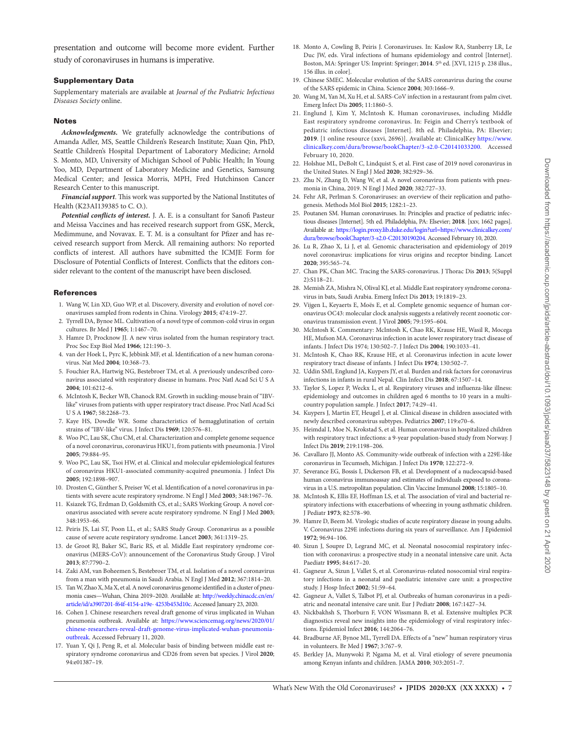presentation and outcome will become more evident. Further study of coronaviruses in humans is imperative.

## Supplementary Data

Supplementary materials are available at *Journal of the Pediatric Infectious Diseases Society* online.

## Notes

***Acknowledgments.*** We gratefully acknowledge the contributions of Amanda Adler, MS, Seattle Children's Research Institute; Xuan Qin, PhD, Seattle Children's Hospital Department of Laboratory Medicine; Arnold S. Monto, MD, University of Michigan School of Public Health; In Young Yoo, MD, Department of Laboratory Medicine and Genetics, Samsung Medical Center; and Jessica Morris, MPH, Fred Hutchinson Cancer Research Center to this manuscript.

***Financial support***. This work was supported by the National Institutes of Health (K23AI139385 to C. O.).

***Potential conflicts of interest.*** J. A. E. is a consultant for Sanofi Pasteur and Meissa Vaccines and has received research support from GSK, Merck, Medimmune, and Novavax. E. T. M. is a consultant for Pfizer and has received research support from Merck. All remaining authors: No reported conflicts of interest. All authors have submitted the ICMJE Form for Disclosure of Potential Conflicts of Interest. Conflicts that the editors consider relevant to the content of the manuscript have been disclosed.

## References

1. Wang W, Lin XD, Guo WP, et al. Discovery, diversity and evolution of novel coronaviruses sampled from rodents in China. Virology **2015**; 474:19–27.
2. Tyrrell DA, Bynoe ML. Cultivation of a novel type of common-cold virus in organ cultures. Br Med J **1965**; 1:1467–70.
3. Hamre D, Procknow JJ. A new virus isolated from the human respiratory tract. Proc Soc Exp Biol Med **1966**; 121:190–3.
4. van der Hoek L, Pyrc K, Jebbink MF, et al. Identification of a new human coronavirus. Nat Med **2004**; 10:368–73.
5. Fouchier RA, Hartwig NG, Bestebroer TM, et al. A previously undescribed coronavirus associated with respiratory disease in humans. Proc Natl Acad Sci U S A **2004**; 101:6212–6.
6. McIntosh K, Becker WB, Chanock RM. Growth in suckling-mouse brain of "IBV-like" viruses from patients with upper respiratory tract disease. Proc Natl Acad Sci U S A **1967**; 58:2268–73.
7. Kaye HS, Dowdle WR. Some characteristics of hemagglutination of certain strains of "IBV-like" virus. J Infect Dis **1969**; 120:576–81.
8. Woo PC, Lau SK, Chu CM, et al. Characterization and complete genome sequence of a novel coronavirus, coronavirus HKU1, from patients with pneumonia. J Virol **2005**; 79:884–95.
9. Woo PC, Lau SK, Tsoi HW, et al. Clinical and molecular epidemiological features of coronavirus HKU1-associated community-acquired pneumonia. J Infect Dis **2005**; 192:1898–907.
10. Drosten C, Günther S, Preiser W, et al. Identification of a novel coronavirus in patients with severe acute respiratory syndrome. N Engl J Med **2003**; 348:1967–76.
11. Ksiazek TG, Erdman D, Goldsmith CS, et al.; SARS Working Group. A novel coronavirus associated with severe acute respiratory syndrome. N Engl J Med **2003**; 348:1953–66.
12. Peiris JS, Lai ST, Poon LL, et al.; SARS Study Group. Coronavirus as a possible cause of severe acute respiratory syndrome. Lancet **2003**; 361:1319–25.
13. de Groot RJ, Baker SC, Baric RS, et al. Middle East respiratory syndrome coronavirus (MERS-CoV): announcement of the Coronavirus Study Group. J Virol **2013**; 87:7790–2.
14. Zaki AM, van Boheemen S, Bestebroer TM, et al. Isolation of a novel coronavirus from a man with pneumonia in Saudi Arabia. N Engl J Med **2012**; 367:1814–20.
15. Tan W, Zhao X, Ma X, et al. A novel coronavirus genome identified in a cluster of pneumonia cases—Wuhan, China 2019–2020. Available at: http://weekly.chinacdc.cn/en/article/id/a3907201-f64f-4154-a19e- 4253b453d10c. Accessed January 23, 2020.
16. Cohen J. Chinese researchers reveal draft genome of virus implicated in Wuhan pneumonia outbreak. Available at: https://www.sciencemag.org/news/2020/01/chinese-researchers-reveal-draft-genome-virus-implicated-wuhan-pneumonia-outbreak. Accessed February 11, 2020.
17. Yuan Y, Qi J, Peng R, et al. Molecular basis of binding between middle east respiratory syndrome coronavirus and CD26 from seven bat species. J Virol **2020**; 94:e01387–19.
18. Monto A, Cowling B, Peiris J. Coronaviruses. In: Kaslow RA, Stanberry LR, Le Duc JW, eds. Viral infections of humans epidemiology and control [Internet]. Boston, MA: Springer US: Imprint: Springer; **2014**. 5th ed. [XVI, 1215 p. 238 illus., 156 illus. in color].
19. Chinese SMEC. Molecular evolution of the SARS coronavirus during the course of the SARS epidemic in China. Science **2004**; 303:1666–9.
20. Wang M, Yan M, Xu H, et al. SARS-CoV infection in a restaurant from palm civet. Emerg Infect Dis **2005**; 11:1860–5.
21. Englund J, Kim Y, McIntosh K. Human coronaviruses, including Middle East respiratory syndrome coronavirus. In: Feigin and Cherry's textbook of pediatric infectious diseases [Internet]. 8th ed. Philadelphia, PA: Elsevier; **2019**. [1 online resource (xxvi, 2696)]. Available at: ClinicalKey https://www.clinicalkey.com/dura/browse/bookChapter/3-s2.0-C20141033200. Accessed February 10, 2020.
22. Holshue ML, DeBolt C, Lindquist S, et al. First case of 2019 novel coronavirus in the United States. N Engl J Med **2020**; 382:929–36.
23. Zhu N, Zhang D, Wang W, et al. A novel coronavirus from patients with pneumonia in China, 2019. N Engl J Med **2020**; 382:727–33.
24. Fehr AR, Perlman S. Coronaviruses: an overview of their replication and pathogenesis. Methods Mol Biol **2015**; 1282:1–23.
25. Poutanen SM. Human coronaviruses. In: Principles and practice of pediatric infectious diseases [Internet]. 5th ed. Philadelphia, PA: Elsevier; **2018**. [xxv, 1662 pages]. Available at: https://login.proxy.lib.duke.edu/login?url=https://www.clinicalkey.com/dura/browse/bookChapter/3-s2.0-C20130190204. Accessed February 10, 2020.
26. Lu R, Zhao X, Li J, et al. Genomic characterisation and epidemiology of 2019 novel coronavirus: implications for virus origins and receptor binding. Lancet **2020**; 395:565–74.
27. Chan PK, Chan MC. Tracing the SARS-coronavirus. J Thorac Dis **2013**; 5(Suppl 2):S118–21.
28. Memish ZA, Mishra N, Olival KJ, et al. Middle East respiratory syndrome coronavirus in bats, Saudi Arabia. Emerg Infect Dis **2013**; 19:1819–23.
29. Vijgen L, Keyaerts E, Moës E, et al. Complete genomic sequence of human coronavirus OC43: molecular clock analysis suggests a relatively recent zoonotic coronavirus transmission event. J Virol **2005**; 79:1595–604.
30. McIntosh K. Commentary: McIntosh K, Chao RK, Krause HE, Wasil R, Mocega HE, Mufson MA. Coronavirus infection in acute lower respiratory tract disease of infants. J Infect Dis 1974; 130:502–7. J Infect Dis **2004**; 190:1033–41.
31. McIntosh K, Chao RK, Krause HE, et al. Coronavirus infection in acute lower respiratory tract disease of infants. J Infect Dis **1974**; 130:502–7.
32. Uddin SMI, Englund JA, Kuypers JY, et al. Burden and risk factors for coronavirus infections in infants in rural Nepal. Clin Infect Dis **2018**; 67:1507–14.
33. Taylor S, Lopez P, Weckx L, et al. Respiratory viruses and influenza-like illness: epidemiology and outcomes in children aged 6 months to 10 years in a multi-country population sample. J Infect **2017**; 74:29–41.
34. Kuypers J, Martin ET, Heugel J, et al. Clinical disease in children associated with newly described coronavirus subtypes. Pediatrics **2007**; 119:e70–6.
35. Heimdal I, Moe N, Krokstad S, et al. Human coronavirus in hospitalized children with respiratory tract infections: a 9-year population-based study from Norway. J Infect Dis **2019**; 219:1198–206.
36. Cavallaro JJ, Monto AS. Community-wide outbreak of infection with a 229E-like coronavirus in Tecumseh, Michigan. J Infect Dis **1970**; 122:272–9.
37. Severance EG, Bossis I, Dickerson FB, et al. Development of a nucleocapsid-based human coronavirus immunoassay and estimates of individuals exposed to coronavirus in a U.S. metropolitan population. Clin Vaccine Immunol **2008**; 15:1805–10.
38. McIntosh K, Ellis EF, Hoffman LS, et al. The association of viral and bacterial respiratory infections with exacerbations of wheezing in young asthmatic children. J Pediatr **1973**; 82:578–90.
39. Hamre D, Beem M. Virologic studies of acute respiratory disease in young adults. V. Coronavirus 229E infections during six years of surveillance. Am J Epidemiol **1972**; 96:94–106.
40. Sizun J, Soupre D, Legrand MC, et al. Neonatal nosocomial respiratory infection with coronavirus: a prospective study in a neonatal intensive care unit. Acta Paediatr **1995**; 84:617–20.
41. Gagneur A, Sizun J, Vallet S, et al. Coronavirus-related nosocomial viral respiratory infections in a neonatal and paediatric intensive care unit: a prospective study. J Hosp Infect **2002**; 51:59–64.
42. Gagneur A, Vallet S, Talbot PJ, et al. Outbreaks of human coronavirus in a pediatric and neonatal intensive care unit. Eur J Pediatr **2008**; 167:1427–34.
43. Nickbakhsh S, Thorburn F, VON Wissmann B, et al. Extensive multiplex PCR diagnostics reveal new insights into the epidemiology of viral respiratory infections. Epidemiol Infect **2016**; 144:2064–76.
44. Bradburne AF, Bynoe ML, Tyrrell DA. Effects of a "new" human respiratory virus in volunteers. Br Med J **1967**; 3:767–9.
45. Berkley JA, Munywoki P, Ngama M, et al. Viral etiology of severe pneumonia among Kenyan infants and children. JAMA **2010**; 303:2051–7.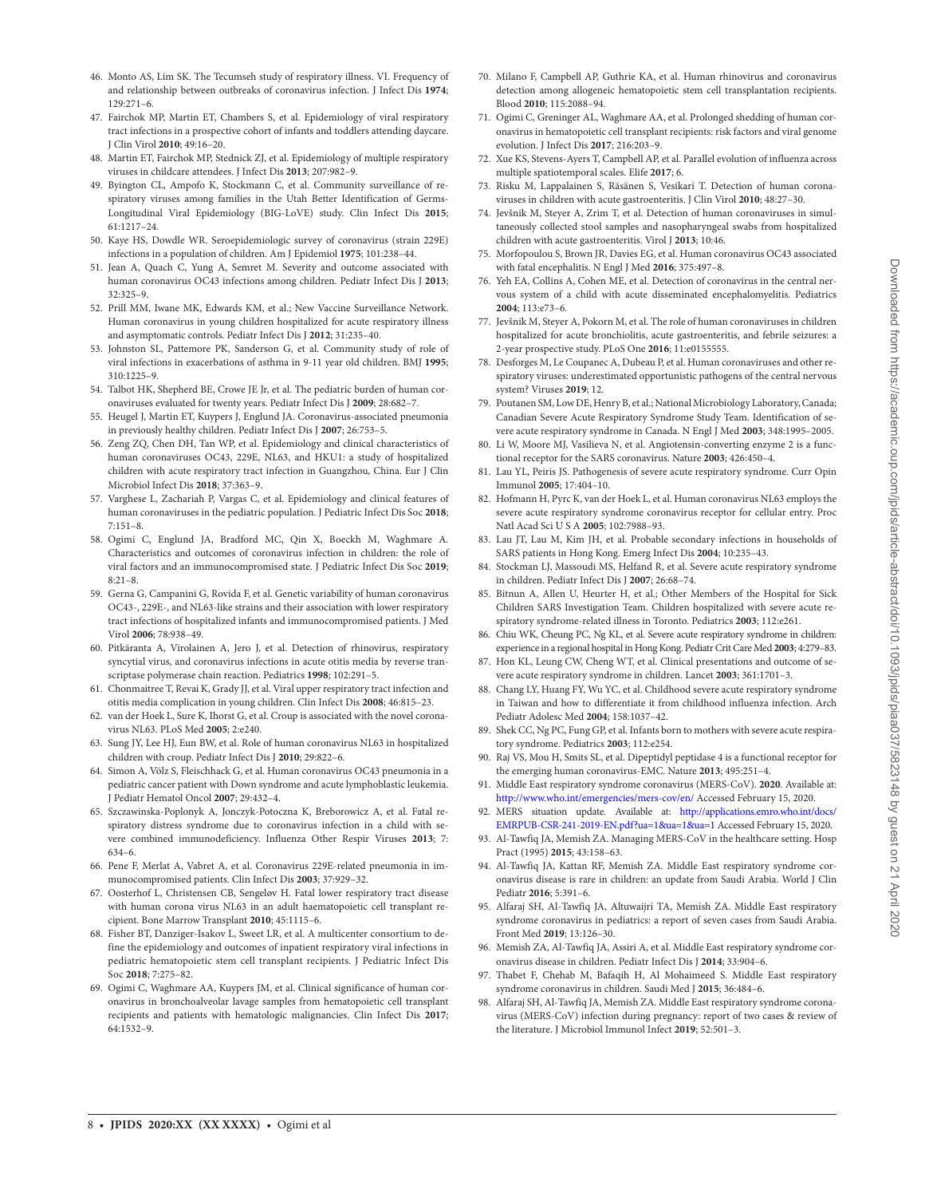46. Monto AS, Lim SK. The Tecumseh study of respiratory illness. VI. Frequency of and relationship between outbreaks of coronavirus infection. J Infect Dis **1974**; 129:271–6.
47. Fairchok MP, Martin ET, Chambers S, et al. Epidemiology of viral respiratory tract infections in a prospective cohort of infants and toddlers attending daycare. J Clin Virol **2010**; 49:16–20.
48. Martin ET, Fairchok MP, Stednick ZJ, et al. Epidemiology of multiple respiratory viruses in childcare attendees. J Infect Dis **2013**; 207:982–9.
49. Byington CL, Ampofo K, Stockmann C, et al. Community surveillance of respiratory viruses among families in the Utah Better Identification of Germs-Longitudinal Viral Epidemiology (BIG-LoVE) study. Clin Infect Dis **2015**; 61:1217–24.
50. Kaye HS, Dowdle WR. Seroepidemiologic survey of coronavirus (strain 229E) infections in a population of children. Am J Epidemiol **1975**; 101:238–44.
51. Jean A, Quach C, Yung A, Semret M. Severity and outcome associated with human coronavirus OC43 infections among children. Pediatr Infect Dis J **2013**; 32:325–9.
52. Prill MM, Iwane MK, Edwards KM, et al.; New Vaccine Surveillance Network. Human coronavirus in young children hospitalized for acute respiratory illness and asymptomatic controls. Pediatr Infect Dis J **2012**; 31:235–40.
53. Johnston SL, Pattemore PK, Sanderson G, et al. Community study of role of viral infections in exacerbations of asthma in 9-11 year old children. BMJ **1995**; 310:1225–9.
54. Talbot HK, Shepherd BE, Crowe JE Jr, et al. The pediatric burden of human coronaviruses evaluated for twenty years. Pediatr Infect Dis J **2009**; 28:682–7.
55. Heugel J, Martin ET, Kuypers J, Englund JA. Coronavirus-associated pneumonia in previously healthy children. Pediatr Infect Dis J **2007**; 26:753–5.
56. Zeng ZQ, Chen DH, Tan WP, et al. Epidemiology and clinical characteristics of human coronaviruses OC43, 229E, NL63, and HKU1: a study of hospitalized children with acute respiratory tract infection in Guangzhou, China. Eur J Clin Microbiol Infect Dis **2018**; 37:363–9.
57. Varghese L, Zachariah P, Vargas C, et al. Epidemiology and clinical features of human coronaviruses in the pediatric population. J Pediatric Infect Dis Soc **2018**; 7:151–8.
58. Ogimi C, Englund JA, Bradford MC, Qin X, Boeckh M, Waghmare A. Characteristics and outcomes of coronavirus infection in children: the role of viral factors and an immunocompromised state. J Pediatric Infect Dis Soc **2019**; 8:21–8.
59. Gerna G, Campanini G, Rovida F, et al. Genetic variability of human coronavirus OC43-, 229E-, and NL63-like strains and their association with lower respiratory tract infections of hospitalized infants and immunocompromised patients. J Med Virol **2006**; 78:938–49.
60. Pitkäranta A, Virolainen A, Jero J, et al. Detection of rhinovirus, respiratory syncytial virus, and coronavirus infections in acute otitis media by reverse transcriptase polymerase chain reaction. Pediatrics **1998**; 102:291–5.
61. Chonmaitree T, Revai K, Grady JJ, et al. Viral upper respiratory tract infection and otitis media complication in young children. Clin Infect Dis **2008**; 46:815–23.
62. van der Hoek L, Sure K, Ihorst G, et al. Croup is associated with the novel coronavirus NL63. PLoS Med **2005**; 2:e240.
63. Sung JY, Lee HJ, Eun BW, et al. Role of human coronavirus NL63 in hospitalized children with croup. Pediatr Infect Dis J **2010**; 29:822–6.
64. Simon A, Völz S, Fleischhack G, et al. Human coronavirus OC43 pneumonia in a pediatric cancer patient with Down syndrome and acute lymphoblastic leukemia. J Pediatr Hematol Oncol **2007**; 29:432–4.
65. Szczawinska-Poplonyk A, Jonczyk-Potoczna K, Breborowicz A, et al. Fatal respiratory distress syndrome due to coronavirus infection in a child with severe combined immunodeficiency. Influenza Other Respir Viruses **2013**; 7: 634–6.
66. Pene F, Merlat A, Vabret A, et al. Coronavirus 229E-related pneumonia in immunocompromised patients. Clin Infect Dis **2003**; 37:929–32.
67. Oosterhof L, Christensen CB, Sengeløv H. Fatal lower respiratory tract disease with human corona virus NL63 in an adult haematopoietic cell transplant recipient. Bone Marrow Transplant **2010**; 45:1115–6.
68. Fisher BT, Danziger-Isakov L, Sweet LR, et al. A multicenter consortium to define the epidemiology and outcomes of inpatient respiratory viral infections in pediatric hematopoietic stem cell transplant recipients. J Pediatric Infect Dis Soc **2018**; 7:275–82.
69. Ogimi C, Waghmare AA, Kuypers JM, et al. Clinical significance of human coronavirus in bronchoalveolar lavage samples from hematopoietic cell transplant recipients and patients with hematologic malignancies. Clin Infect Dis **2017**; 64:1532–9.
70. Milano F, Campbell AP, Guthrie KA, et al. Human rhinovirus and coronavirus detection among allogeneic hematopoietic stem cell transplantation recipients. Blood **2010**; 115:2088–94.
71. Ogimi C, Greninger AL, Waghmare AA, et al. Prolonged shedding of human coronavirus in hematopoietic cell transplant recipients: risk factors and viral genome evolution. J Infect Dis **2017**; 216:203–9.
72. Xue KS, Stevens-Ayers T, Campbell AP, et al. Parallel evolution of influenza across multiple spatiotemporal scales. Elife **2017**; 6.
73. Risku M, Lappalainen S, Räsänen S, Vesikari T. Detection of human coronaviruses in children with acute gastroenteritis. J Clin Virol **2010**; 48:27–30.
74. Jevšnik M, Steyer A, Zrim T, et al. Detection of human coronaviruses in simultaneously collected stool samples and nasopharyngeal swabs from hospitalized children with acute gastroenteritis. Virol J **2013**; 10:46.
75. Morfopoulou S, Brown JR, Davies EG, et al. Human coronavirus OC43 associated with fatal encephalitis. N Engl J Med **2016**; 375:497–8.
76. Yeh EA, Collins A, Cohen ME, et al. Detection of coronavirus in the central nervous system of a child with acute disseminated encephalomyelitis. Pediatrics **2004**; 113:e73–6.
77. Jevšnik M, Steyer A, Pokorn M, et al. The role of human coronaviruses in children hospitalized for acute bronchiolitis, acute gastroenteritis, and febrile seizures: a 2-year prospective study. PLoS One **2016**; 11:e0155555.
78. Desforges M, Le Coupanec A, Dubeau P, et al. Human coronaviruses and other respiratory viruses: underestimated opportunistic pathogens of the central nervous system? Viruses **2019**; 12.
79. Poutanen SM, Low DE, Henry B, et al.; National Microbiology Laboratory, Canada; Canadian Severe Acute Respiratory Syndrome Study Team. Identification of severe acute respiratory syndrome in Canada. N Engl J Med **2003**; 348:1995–2005.
80. Li W, Moore MJ, Vasilieva N, et al. Angiotensin-converting enzyme 2 is a functional receptor for the SARS coronavirus. Nature **2003**; 426:450–4.
81. Lau YL, Peiris JS. Pathogenesis of severe acute respiratory syndrome. Curr Opin Immunol **2005**; 17:404–10.
82. Hofmann H, Pyrc K, van der Hoek L, et al. Human coronavirus NL63 employs the severe acute respiratory syndrome coronavirus receptor for cellular entry. Proc Natl Acad Sci U S A **2005**; 102:7988–93.
83. Lau JT, Lau M, Kim JH, et al. Probable secondary infections in households of SARS patients in Hong Kong. Emerg Infect Dis **2004**; 10:235–43.
84. Stockman LJ, Massoudi MS, Helfand R, et al. Severe acute respiratory syndrome in children. Pediatr Infect Dis J **2007**; 26:68–74.
85. Bitnun A, Allen U, Heurter H, et al.; Other Members of the Hospital for Sick Children SARS Investigation Team. Children hospitalized with severe acute respiratory syndrome-related illness in Toronto. Pediatrics **2003**; 112:e261.
86. Chiu WK, Cheung PC, Ng KL, et al. Severe acute respiratory syndrome in children: experience in a regional hospital in Hong Kong. Pediatr Crit Care Med **2003**; 4:279–83.
87. Hon KL, Leung CW, Cheng WT, et al. Clinical presentations and outcome of severe acute respiratory syndrome in children. Lancet **2003**; 361:1701–3.
88. Chang LY, Huang FY, Wu YC, et al. Childhood severe acute respiratory syndrome in Taiwan and how to differentiate it from childhood influenza infection. Arch Pediatr Adolesc Med **2004**; 158:1037–42.
89. Shek CC, Ng PC, Fung GP, et al. Infants born to mothers with severe acute respiratory syndrome. Pediatrics **2003**; 112:e254.
90. Raj VS, Mou H, Smits SL, et al. Dipeptidyl peptidase 4 is a functional receptor for the emerging human coronavirus-EMC. Nature **2013**; 495:251–4.
91. Middle East respiratory syndrome coronavirus (MERS-CoV). **2020**. Available at: http://www.who.int/emergencies/mers-cov/en/ Accessed February 15, 2020.
92. MERS situation update. Available at: http://applications.emro.who.int/docs/EMRPUB-CSR-241-2019-EN.pdf?ua=1&ua=1&ua=1 Accessed February 15, 2020.
93. Al-Tawfiq JA, Memish ZA. Managing MERS-CoV in the healthcare setting. Hosp Pract (1995) **2015**; 43:158–63.
94. Al-Tawfiq JA, Kattan RF, Memish ZA. Middle East respiratory syndrome coronavirus disease is rare in children: an update from Saudi Arabia. World J Clin Pediatr **2016**; 5:391–6.
95. Alfaraj SH, Al-Tawfiq JA, Altuwaijri TA, Memish ZA. Middle East respiratory syndrome coronavirus in pediatrics: a report of seven cases from Saudi Arabia. Front Med **2019**; 13:126–30.
96. Memish ZA, Al-Tawfiq JA, Assiri A, et al. Middle East respiratory syndrome coronavirus disease in children. Pediatr Infect Dis J **2014**; 33:904–6.
97. Thabet F, Chehab M, Bafaqih H, Al Mohaimeed S. Middle East respiratory syndrome coronavirus in children. Saudi Med J **2015**; 36:484–6.
98. Alfaraj SH, Al-Tawfiq JA, Memish ZA. Middle East respiratory syndrome coronavirus (MERS-CoV) infection during pregnancy: report of two cases & review of the literature. J Microbiol Immunol Infect **2019**; 52:501–3.